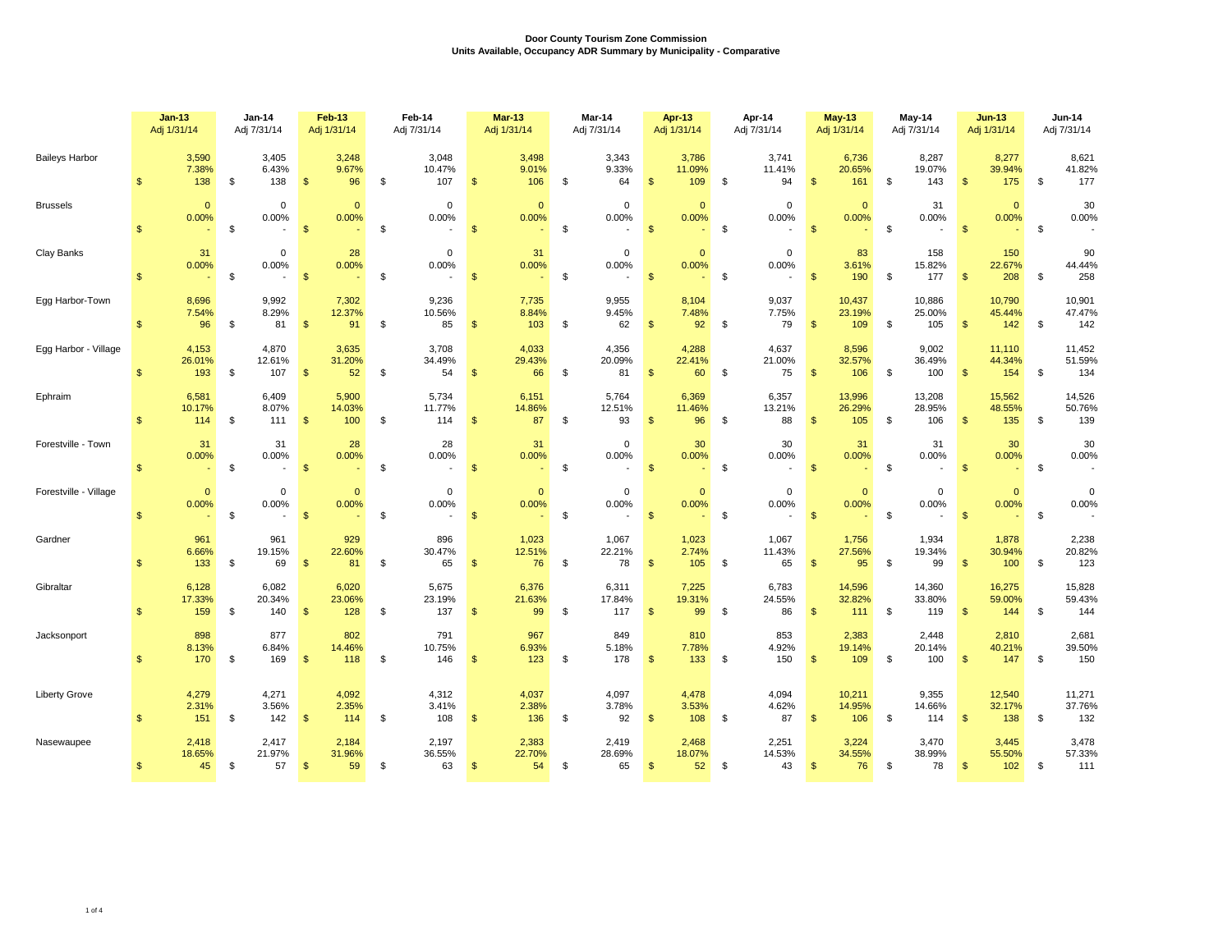**Door County Tourism Zone Commission**
**Units Available, Occupancy ADR Summary by Municipality - Comparative**

| | Jan-13 Adj 1/31/14 | Jan-14 Adj 7/31/14 | Feb-13 Adj 1/31/14 | Feb-14 Adj 7/31/14 | Mar-13 Adj 1/31/14 | Mar-14 Adj 7/31/14 | Apr-13 Adj 1/31/14 | Apr-14 Adj 7/31/14 | May-13 Adj 1/31/14 | May-14 Adj 7/31/14 | Jun-13 Adj 1/31/14 | Jun-14 Adj 7/31/14 |
|---|---|---|---|---|---|---|---|---|---|---|---|---|
| Baileys Harbor | 3,590 | 3,405 | 3,248 | 3,048 | 3,498 | 3,343 | 3,786 | 3,741 | 6,736 | 8,287 | 8,277 | 8,621 |
| | 7.38% | 6.43% | 9.67% | 10.47% | 9.01% | 9.33% | 11.09% | 11.41% | 20.65% | 19.07% | 39.94% | 41.82% |
| | $ 138 | $ 138 | $ 96 | $ 107 | $ 106 | $ 64 | $ 109 | $ 94 | $ 161 | $ 143 | $ 175 | $ 177 |
| Brussels | 0 | 0 | 0 | 0 | 0 | 0 | 0 | 0 | 0 | 31 | 0 | 30 |
| | 0.00% | 0.00% | 0.00% | 0.00% | 0.00% | 0.00% | 0.00% | 0.00% | 0.00% | 0.00% | 0.00% | 0.00% |
| | $ - | $ - | $ - | $ - | $ - | $ - | $ - | $ - | $ - | $ - | $ - | $ - |
| Clay Banks | 31 | 0 | 28 | 0 | 31 | 0 | 0 | 0 | 83 | 158 | 150 | 90 |
| | 0.00% | 0.00% | 0.00% | 0.00% | 0.00% | 0.00% | 0.00% | 0.00% | 3.61% | 15.82% | 22.67% | 44.44% |
| | $ - | $ - | $ - | $ - | $ - | $ - | $ - | $ - | $ 190 | $ 177 | $ 208 | $ 258 |
| Egg Harbor-Town | 8,696 | 9,992 | 7,302 | 9,236 | 7,735 | 9,955 | 8,104 | 9,037 | 10,437 | 10,886 | 10,790 | 10,901 |
| | 7.54% | 8.29% | 12.37% | 10.56% | 8.84% | 9.45% | 7.48% | 7.75% | 23.19% | 25.00% | 45.44% | 47.47% |
| | $ 96 | $ 81 | $ 91 | $ 85 | $ 103 | $ 62 | $ 92 | $ 79 | $ 109 | $ 105 | $ 142 | $ 142 |
| Egg Harbor - Village | 4,153 | 4,870 | 3,635 | 3,708 | 4,033 | 4,356 | 4,288 | 4,637 | 8,596 | 9,002 | 11,110 | 11,452 |
| | 26.01% | 12.61% | 31.20% | 34.49% | 29.43% | 20.09% | 22.41% | 21.00% | 32.57% | 36.49% | 44.34% | 51.59% |
| | $ 193 | $ 107 | $ 52 | $ 54 | $ 66 | $ 81 | $ 60 | $ 75 | $ 106 | $ 100 | $ 154 | $ 134 |
| Ephraim | 6,581 | 6,409 | 5,900 | 5,734 | 6,151 | 5,764 | 6,369 | 6,357 | 13,996 | 13,208 | 15,562 | 14,526 |
| | 10.17% | 8.07% | 14.03% | 11.77% | 14.86% | 12.51% | 11.46% | 13.21% | 26.29% | 28.95% | 48.55% | 50.76% |
| | $ 114 | $ 111 | $ 100 | $ 114 | $ 87 | $ 93 | $ 96 | $ 88 | $ 105 | $ 106 | $ 135 | $ 139 |
| Forestville - Town | 31 | 31 | 28 | 28 | 31 | 0 | 30 | 30 | 31 | 31 | 30 | 30 |
| | 0.00% | 0.00% | 0.00% | 0.00% | 0.00% | 0.00% | 0.00% | 0.00% | 0.00% | 0.00% | 0.00% | 0.00% |
| | $ - | $ - | $ - | $ - | $ - | $ - | $ - | $ - | $ - | $ - | $ - | $ - |
| Forestville - Village | 0 | 0 | 0 | 0 | 0 | 0 | 0 | 0 | 0 | 0 | 0 | 0 |
| | 0.00% | 0.00% | 0.00% | 0.00% | 0.00% | 0.00% | 0.00% | 0.00% | 0.00% | 0.00% | 0.00% | 0.00% |
| | $ - | $ - | $ - | $ - | $ - | $ - | $ - | $ - | $ - | $ - | $ - | $ - |
| Gardner | 961 | 961 | 929 | 896 | 1,023 | 1,067 | 1,023 | 1,067 | 1,756 | 1,934 | 1,878 | 2,238 |
| | 6.66% | 19.15% | 22.60% | 30.47% | 12.51% | 22.21% | 2.74% | 11.43% | 27.56% | 19.34% | 30.94% | 20.82% |
| | $ 133 | $ 69 | $ 81 | $ 65 | $ 76 | $ 78 | $ 105 | $ 65 | $ 95 | $ 99 | $ 100 | $ 123 |
| Gibraltar | 6,128 | 6,082 | 6,020 | 5,675 | 6,376 | 6,311 | 7,225 | 6,783 | 14,596 | 14,360 | 16,275 | 15,828 |
| | 17.33% | 20.34% | 23.06% | 23.19% | 21.63% | 17.84% | 19.31% | 24.55% | 32.82% | 33.80% | 59.00% | 59.43% |
| | $ 159 | $ 140 | $ 128 | $ 137 | $ 99 | $ 117 | $ 99 | $ 86 | $ 111 | $ 119 | $ 144 | $ 144 |
| Jacksonport | 898 | 877 | 802 | 791 | 967 | 849 | 810 | 853 | 2,383 | 2,448 | 2,810 | 2,681 |
| | 8.13% | 6.84% | 14.46% | 10.75% | 6.93% | 5.18% | 7.78% | 4.92% | 19.14% | 20.14% | 40.21% | 39.50% |
| | $ 170 | $ 169 | $ 118 | $ 146 | $ 123 | $ 178 | $ 133 | $ 150 | $ 109 | $ 100 | $ 147 | $ 150 |
| Liberty Grove | 4,279 | 4,271 | 4,092 | 4,312 | 4,037 | 4,097 | 4,478 | 4,094 | 10,211 | 9,355 | 12,540 | 11,271 |
| | 2.31% | 3.56% | 2.35% | 3.41% | 2.38% | 3.78% | 3.53% | 4.62% | 14.95% | 14.66% | 32.17% | 37.76% |
| | $ 151 | $ 142 | $ 114 | $ 108 | $ 136 | $ 92 | $ 108 | $ 87 | $ 106 | $ 114 | $ 138 | $ 132 |
| Nasewaupee | 2,418 | 2,417 | 2,184 | 2,197 | 2,383 | 2,419 | 2,468 | 2,251 | 3,224 | 3,470 | 3,445 | 3,478 |
| | 18.65% | 21.97% | 31.96% | 36.55% | 22.70% | 28.69% | 18.07% | 14.53% | 34.55% | 38.99% | 55.50% | 57.33% |
| | $ 45 | $ 57 | $ 59 | $ 63 | $ 54 | $ 65 | $ 52 | $ 43 | $ 76 | $ 78 | $ 102 | $ 111 |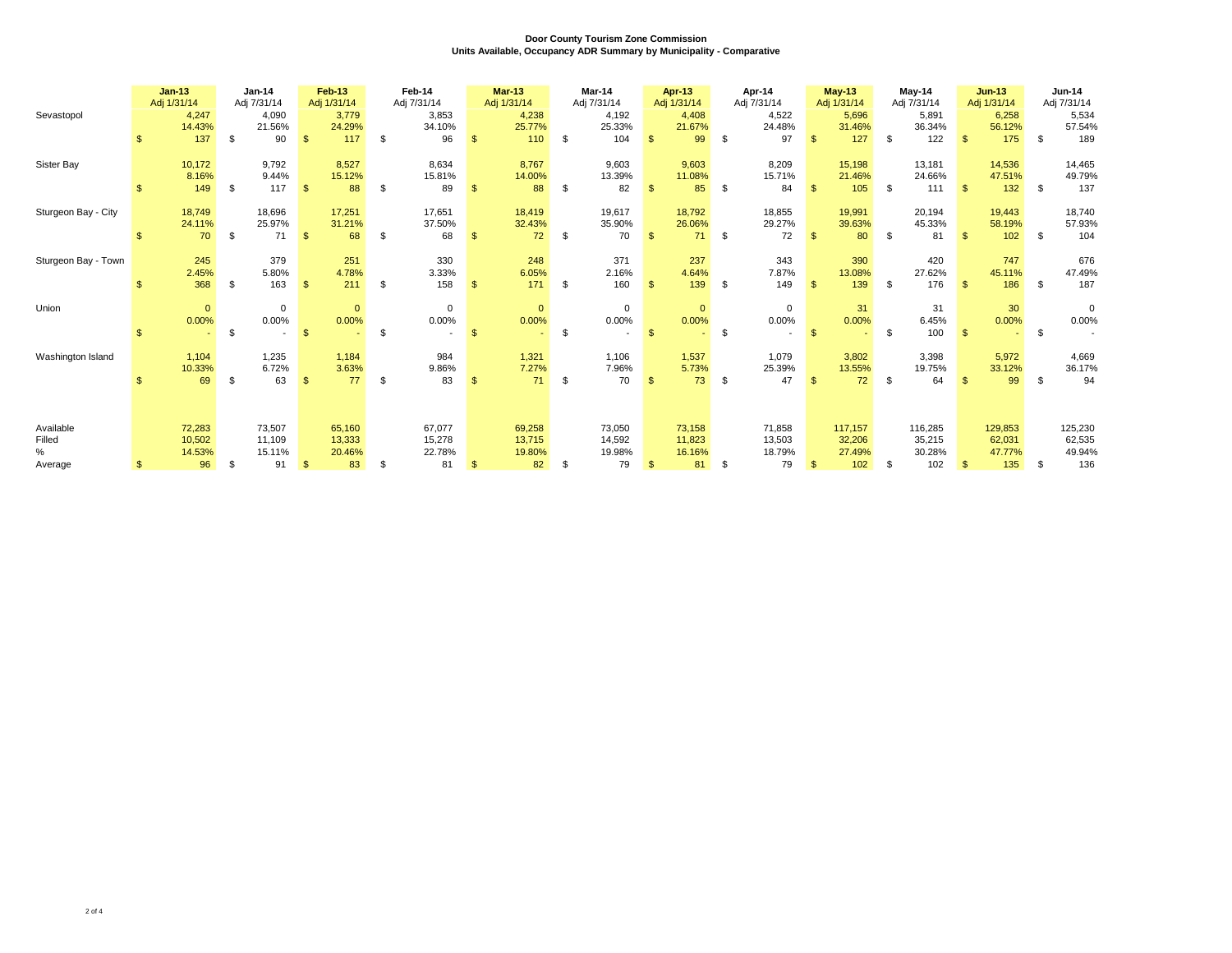**Door County Tourism Zone Commission**
**Units Available, Occupancy ADR Summary by Municipality - Comparative**

| | Jan-13 Adj 1/31/14 | Jan-14 Adj 7/31/14 | Feb-13 Adj 1/31/14 | Feb-14 Adj 7/31/14 | Mar-13 Adj 1/31/14 | Mar-14 Adj 7/31/14 | Apr-13 Adj 1/31/14 | Apr-14 Adj 7/31/14 | May-13 Adj 1/31/14 | May-14 Adj 7/31/14 | Jun-13 Adj 1/31/14 | Jun-14 Adj 7/31/14 |
|---|---|---|---|---|---|---|---|---|---|---|---|---|
| Sevastopol | 4,247 | 4,090 | 3,779 | 3,853 | 4,238 | 4,192 | 4,408 | 4,522 | 5,696 | 5,891 | 6,258 | 5,534 |
| | 14.43% | 21.56% | 24.29% | 34.10% | 25.77% | 25.33% | 21.67% | 24.48% | 31.46% | 36.34% | 56.12% | 57.54% |
| | $ 137 | $ 90 | $ 117 | $ 96 | $ 110 | $ 104 | $ 99 | $ 97 | $ 127 | $ 122 | $ 175 | $ 189 |
| Sister Bay | 10,172 | 9,792 | 8,527 | 8,634 | 8,767 | 9,603 | 9,603 | 8,209 | 15,198 | 13,181 | 14,536 | 14,465 |
| | 8.16% | 9.44% | 15.12% | 15.81% | 14.00% | 13.39% | 11.08% | 15.71% | 21.46% | 24.66% | 47.51% | 49.79% |
| | $ 149 | $ 117 | $ 88 | $ 89 | $ 88 | $ 82 | $ 85 | $ 84 | $ 105 | $ 111 | $ 132 | $ 137 |
| Sturgeon Bay - City | 18,749 | 18,696 | 17,251 | 17,651 | 18,419 | 19,617 | 18,792 | 18,855 | 19,991 | 20,194 | 19,443 | 18,740 |
| | 24.11% | 25.97% | 31.21% | 37.50% | 32.43% | 35.90% | 26.06% | 29.27% | 39.63% | 45.33% | 58.19% | 57.93% |
| | $ 70 | $ 71 | $ 68 | $ 68 | $ 72 | $ 70 | $ 71 | $ 72 | $ 80 | $ 81 | $ 102 | $ 104 |
| Sturgeon Bay - Town | 245 | 379 | 251 | 330 | 248 | 371 | 237 | 343 | 390 | 420 | 747 | 676 |
| | 2.45% | 5.80% | 4.78% | 3.33% | 6.05% | 2.16% | 4.64% | 7.87% | 13.08% | 27.62% | 45.11% | 47.49% |
| | $ 368 | $ 163 | $ 211 | $ 158 | $ 171 | $ 160 | $ 139 | $ 149 | $ 139 | $ 176 | $ 186 | $ 187 |
| Union | 0 | 0 | 0 | 0 | 0 | 0 | 0 | 0 | 31 | 31 | 30 | 0 |
| | 0.00% | 0.00% | 0.00% | 0.00% | 0.00% | 0.00% | 0.00% | 0.00% | 0.00% | 6.45% | 0.00% | 0.00% |
| | $ - | $ - | $ - | $ - | $ - | $ - | $ - | $ - | $ - | $ 100 | $ - | $ - |
| Washington Island | 1,104 | 1,235 | 1,184 | 984 | 1,321 | 1,106 | 1,537 | 1,079 | 3,802 | 3,398 | 5,972 | 4,669 |
| | 10.33% | 6.72% | 3.63% | 9.86% | 7.27% | 7.96% | 5.73% | 25.39% | 13.55% | 19.75% | 33.12% | 36.17% |
| | $ 69 | $ 63 | $ 77 | $ 83 | $ 71 | $ 70 | $ 73 | $ 47 | $ 72 | $ 64 | $ 99 | $ 94 |
| Available | 72,283 | 73,507 | 65,160 | 67,077 | 69,258 | 73,050 | 73,158 | 71,858 | 117,157 | 116,285 | 129,853 | 125,230 |
| Filled | 10,502 | 11,109 | 13,333 | 15,278 | 13,715 | 14,592 | 11,823 | 13,503 | 32,206 | 35,215 | 62,031 | 62,535 |
| % | 14.53% | 15.11% | 20.46% | 22.78% | 19.80% | 19.98% | 16.16% | 18.79% | 27.49% | 30.28% | 47.77% | 49.94% |
| Average | $ 96 | $ 91 | $ 83 | $ 81 | $ 82 | $ 79 | $ 81 | $ 79 | $ 102 | $ 102 | $ 135 | $ 136 |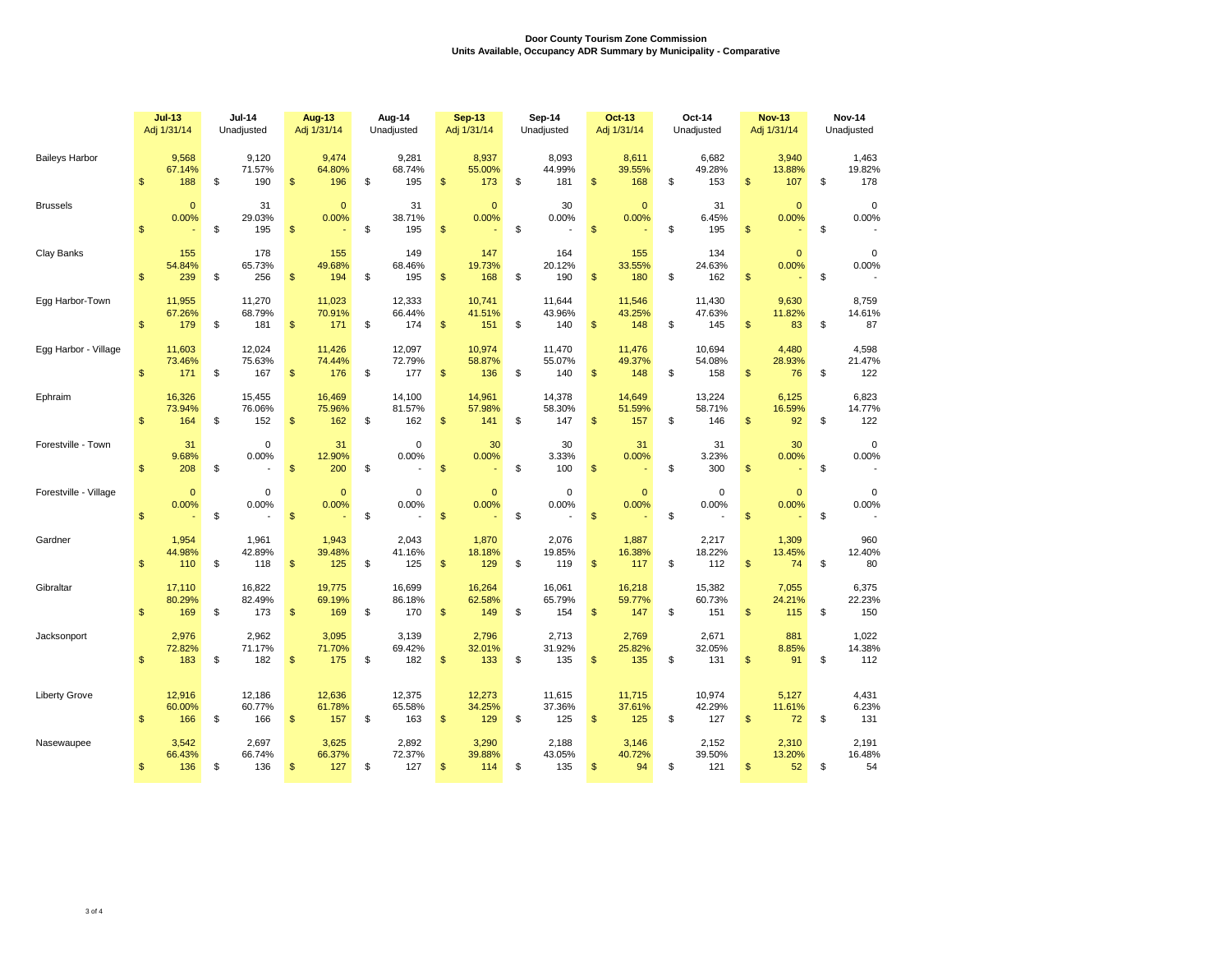**Door County Tourism Zone Commission**
**Units Available, Occupancy ADR Summary by Municipality - Comparative**

| | Jul-13 Adj 1/31/14 | Jul-14 Unadjusted | Aug-13 Adj 1/31/14 | Aug-14 Unadjusted | Sep-13 Adj 1/31/14 | Sep-14 Unadjusted | Oct-13 Adj 1/31/14 | Oct-14 Unadjusted | Nov-13 Adj 1/31/14 | Nov-14 Unadjusted |
|---|---|---|---|---|---|---|---|---|---|---|
| Baileys Harbor | 9,568 | 9,120 | 9,474 | 9,281 | 8,937 | 8,093 | 8,611 | 6,682 | 3,940 | 1,463 |
| | 67.14% | 71.57% | 64.80% | 68.74% | 55.00% | 44.99% | 39.55% | 49.28% | 13.88% | 19.82% |
| | $ 188 | $ 190 | $ 196 | $ 195 | $ 173 | $ 181 | $ 168 | $ 153 | $ 107 | $ 178 |
| Brussels | 0 | 31 | 0 | 31 | 0 | 30 | 0 | 31 | 0 | 0 |
| | 0.00% | 29.03% | 0.00% | 38.71% | 0.00% | 0.00% | 0.00% | 6.45% | 0.00% | 0.00% |
| | $ - | $ 195 | $ - | $ 195 | $ - | $ - | $ - | $ 195 | $ - | $ - |
| Clay Banks | 155 | 178 | 155 | 149 | 147 | 164 | 155 | 134 | 0 | 0 |
| | 54.84% | 65.73% | 49.68% | 68.46% | 19.73% | 20.12% | 33.55% | 24.63% | 0.00% | 0.00% |
| | $ 239 | $ 256 | $ 194 | $ 195 | $ 168 | $ 190 | $ 180 | $ 162 | $ - | $ - |
| Egg Harbor-Town | 11,955 | 11,270 | 11,023 | 12,333 | 10,741 | 11,644 | 11,546 | 11,430 | 9,630 | 8,759 |
| | 67.26% | 68.79% | 70.91% | 66.44% | 41.51% | 43.96% | 43.25% | 47.63% | 11.82% | 14.61% |
| | $ 179 | $ 181 | $ 171 | $ 174 | $ 151 | $ 140 | $ 148 | $ 145 | $ 83 | $ 87 |
| Egg Harbor - Village | 11,603 | 12,024 | 11,426 | 12,097 | 10,974 | 11,470 | 11,476 | 10,694 | 4,480 | 4,598 |
| | 73.46% | 75.63% | 74.44% | 72.79% | 58.87% | 55.07% | 49.37% | 54.08% | 28.93% | 21.47% |
| | $ 171 | $ 167 | $ 176 | $ 177 | $ 136 | $ 140 | $ 148 | $ 158 | $ 76 | $ 122 |
| Ephraim | 16,326 | 15,455 | 16,469 | 14,100 | 14,961 | 14,378 | 14,649 | 13,224 | 6,125 | 6,823 |
| | 73.94% | 76.06% | 75.96% | 81.57% | 57.98% | 58.30% | 51.59% | 58.71% | 16.59% | 14.77% |
| | $ 164 | $ 152 | $ 162 | $ 162 | $ 141 | $ 147 | $ 157 | $ 146 | $ 92 | $ 122 |
| Forestville - Town | 31 | 0 | 31 | 0 | 30 | 30 | 31 | 31 | 30 | 0 |
| | 9.68% | 0.00% | 12.90% | 0.00% | 0.00% | 3.33% | 0.00% | 3.23% | 0.00% | 0.00% |
| | $ 208 | $ - | $ 200 | $ - | $ - | $ 100 | $ - | $ 300 | $ - | $ - |
| Forestville - Village | 0 | 0 | 0 | 0 | 0 | 0 | 0 | 0 | 0 | 0 |
| | 0.00% | 0.00% | 0.00% | 0.00% | 0.00% | 0.00% | 0.00% | 0.00% | 0.00% | 0.00% |
| | $ - | $ - | $ - | $ - | $ - | $ - | $ - | $ - | $ - | $ - |
| Gardner | 1,954 | 1,961 | 1,943 | 2,043 | 1,870 | 2,076 | 1,887 | 2,217 | 1,309 | 960 |
| | 44.98% | 42.89% | 39.48% | 41.16% | 18.18% | 19.85% | 16.38% | 18.22% | 13.45% | 12.40% |
| | $ 110 | $ 118 | $ 125 | $ 125 | $ 129 | $ 119 | $ 117 | $ 112 | $ 74 | $ 80 |
| Gibraltar | 17,110 | 16,822 | 19,775 | 16,699 | 16,264 | 16,061 | 16,218 | 15,382 | 7,055 | 6,375 |
| | 80.29% | 82.49% | 69.19% | 86.18% | 62.58% | 65.79% | 59.77% | 60.73% | 24.21% | 22.23% |
| | $ 169 | $ 173 | $ 169 | $ 170 | $ 149 | $ 154 | $ 147 | $ 151 | $ 115 | $ 150 |
| Jacksonport | 2,976 | 2,962 | 3,095 | 3,139 | 2,796 | 2,713 | 2,769 | 2,671 | 881 | 1,022 |
| | 72.82% | 71.17% | 71.70% | 69.42% | 32.01% | 31.92% | 25.82% | 32.05% | 8.85% | 14.38% |
| | $ 183 | $ 182 | $ 175 | $ 182 | $ 133 | $ 135 | $ 135 | $ 131 | $ 91 | $ 112 |
| Liberty Grove | 12,916 | 12,186 | 12,636 | 12,375 | 12,273 | 11,615 | 11,715 | 10,974 | 5,127 | 4,431 |
| | 60.00% | 60.77% | 61.78% | 65.58% | 34.25% | 37.36% | 37.61% | 42.29% | 11.61% | 6.23% |
| | $ 166 | $ 166 | $ 157 | $ 163 | $ 129 | $ 125 | $ 125 | $ 127 | $ 72 | $ 131 |
| Nasewaupee | 3,542 | 2,697 | 3,625 | 2,892 | 3,290 | 2,188 | 3,146 | 2,152 | 2,310 | 2,191 |
| | 66.43% | 66.74% | 66.37% | 72.37% | 39.88% | 43.05% | 40.72% | 39.50% | 13.20% | 16.48% |
| | $ 136 | $ 136 | $ 127 | $ 127 | $ 114 | $ 135 | $ 94 | $ 121 | $ 52 | $ 54 |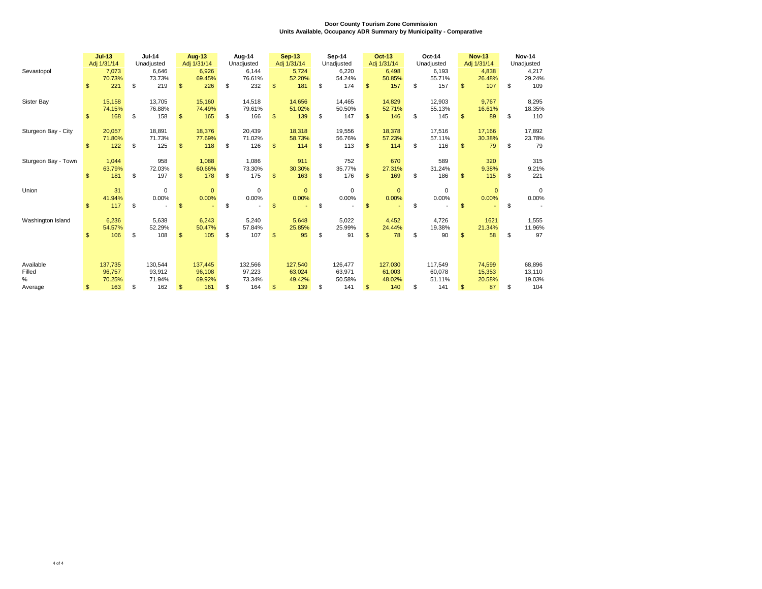**Door County Tourism Zone Commission**
**Units Available, Occupancy ADR Summary by Municipality - Comparative**

| | Jul-13 Adj 1/31/14 | Jul-14 Unadjusted | Aug-13 Adj 1/31/14 | Aug-14 Unadjusted | Sep-13 Adj 1/31/14 | Sep-14 Unadjusted | Oct-13 Adj 1/31/14 | Oct-14 Unadjusted | Nov-13 Adj 1/31/14 | Nov-14 Unadjusted |
|---|---|---|---|---|---|---|---|---|---|---|
| Sevastopol | 7,073 | 6,646 | 6,926 | 6,144 | 5,724 | 6,220 | 6,498 | 6,193 | 4,838 | 4,217 |
| | 70.73% | 73.73% | 69.45% | 76.61% | 52.20% | 54.24% | 50.85% | 55.71% | 26.48% | 29.24% |
| | $ 221 | $ 219 | $ 226 | $ 232 | $ 181 | $ 174 | $ 157 | $ 157 | $ 107 | $ 109 |
| Sister Bay | 15,158 | 13,705 | 15,160 | 14,518 | 14,656 | 14,465 | 14,829 | 12,903 | 9,767 | 8,295 |
| | 74.15% | 76.88% | 74.49% | 79.61% | 51.02% | 50.50% | 52.71% | 55.13% | 16.61% | 18.35% |
| | $ 168 | $ 158 | $ 165 | $ 166 | $ 139 | $ 147 | $ 146 | $ 145 | $ 89 | $ 110 |
| Sturgeon Bay - City | 20,057 | 18,891 | 18,376 | 20,439 | 18,318 | 19,556 | 18,378 | 17,516 | 17,166 | 17,892 |
| | 71.80% | 71.73% | 77.69% | 71.02% | 58.73% | 56.76% | 57.23% | 57.11% | 30.38% | 23.78% |
| | $ 122 | $ 125 | $ 118 | $ 126 | $ 114 | $ 113 | $ 114 | $ 116 | $ 79 | $ 79 |
| Sturgeon Bay - Town | 1,044 | 958 | 1,088 | 1,086 | 911 | 752 | 670 | 589 | 320 | 315 |
| | 63.79% | 72.03% | 60.66% | 73.30% | 30.30% | 35.77% | 27.31% | 31.24% | 9.38% | 9.21% |
| | $ 181 | $ 197 | $ 178 | $ 175 | $ 163 | $ 176 | $ 169 | $ 186 | $ 115 | $ 221 |
| Union | 31 | 0 | 0 | 0 | 0 | 0 | 0 | 0 | 0 | 0 |
| | 41.94% | 0.00% | 0.00% | 0.00% | 0.00% | 0.00% | 0.00% | 0.00% | 0.00% | 0.00% |
| | $ 117 | $ - | $ - | $ - | $ - | $ - | $ - | $ - | $ - | $ - |
| Washington Island | 6,236 | 5,638 | 6,243 | 5,240 | 5,648 | 5,022 | 4,452 | 4,726 | 1621 | 1,555 |
| | 54.57% | 52.29% | 50.47% | 57.84% | 25.85% | 25.99% | 24.44% | 19.38% | 21.34% | 11.96% |
| | $ 106 | $ 108 | $ 105 | $ 107 | $ 95 | $ 91 | $ 78 | $ 90 | $ 58 | $ 97 |
| Available | 137,735 | 130,544 | 137,445 | 132,566 | 127,540 | 126,477 | 127,030 | 117,549 | 74,599 | 68,896 |
| Filled | 96,757 | 93,912 | 96,108 | 97,223 | 63,024 | 63,971 | 61,003 | 60,078 | 15,353 | 13,110 |
| % | 70.25% | 71.94% | 69.92% | 73.34% | 49.42% | 50.58% | 48.02% | 51.11% | 20.58% | 19.03% |
| Average | $ 163 | $ 162 | $ 161 | $ 164 | $ 139 | $ 141 | $ 140 | $ 141 | $ 87 | $ 104 |